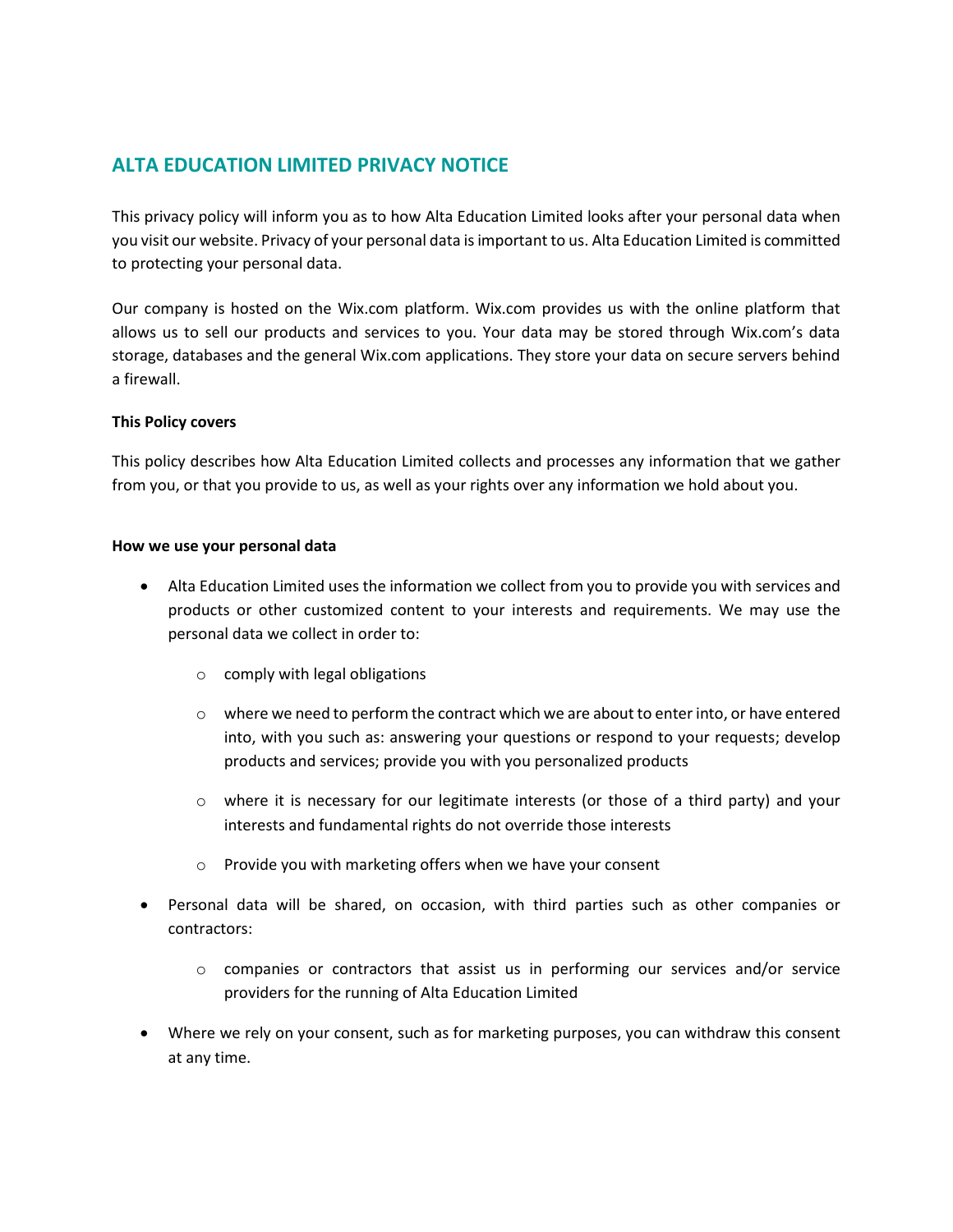# ALTA EDUCATION LIMITED PRIVACY NOTICE

This privacy policy will inform you as to how Alta Education Limited looks after your personal data when you visit our website. Privacy of your personal data is important to us. Alta Education Limited is committed to protecting your personal data.

Our company is hosted on the Wix.com platform. Wix.com provides us with the online platform that allows us to sell our products and services to you. Your data may be stored through Wix.com's data storage, databases and the general Wix.com applications. They store your data on secure servers behind a firewall.

**This Policy covers**

This policy describes how Alta Education Limited collects and processes any information that we gather from you, or that you provide to us, as well as your rights over any information we hold about you.

**How we use your personal data**

- Alta Education Limited uses the information we collect from you to provide you with services and products or other customized content to your interests and requirements. We may use the personal data we collect in order to:
  - comply with legal obligations
  - where we need to perform the contract which we are about to enter into, or have entered into, with you such as: answering your questions or respond to your requests; develop products and services; provide you with you personalized products
  - where it is necessary for our legitimate interests (or those of a third party) and your interests and fundamental rights do not override those interests
  - Provide you with marketing offers when we have your consent
- Personal data will be shared, on occasion, with third parties such as other companies or contractors:
  - companies or contractors that assist us in performing our services and/or service providers for the running of Alta Education Limited
- Where we rely on your consent, such as for marketing purposes, you can withdraw this consent at any time.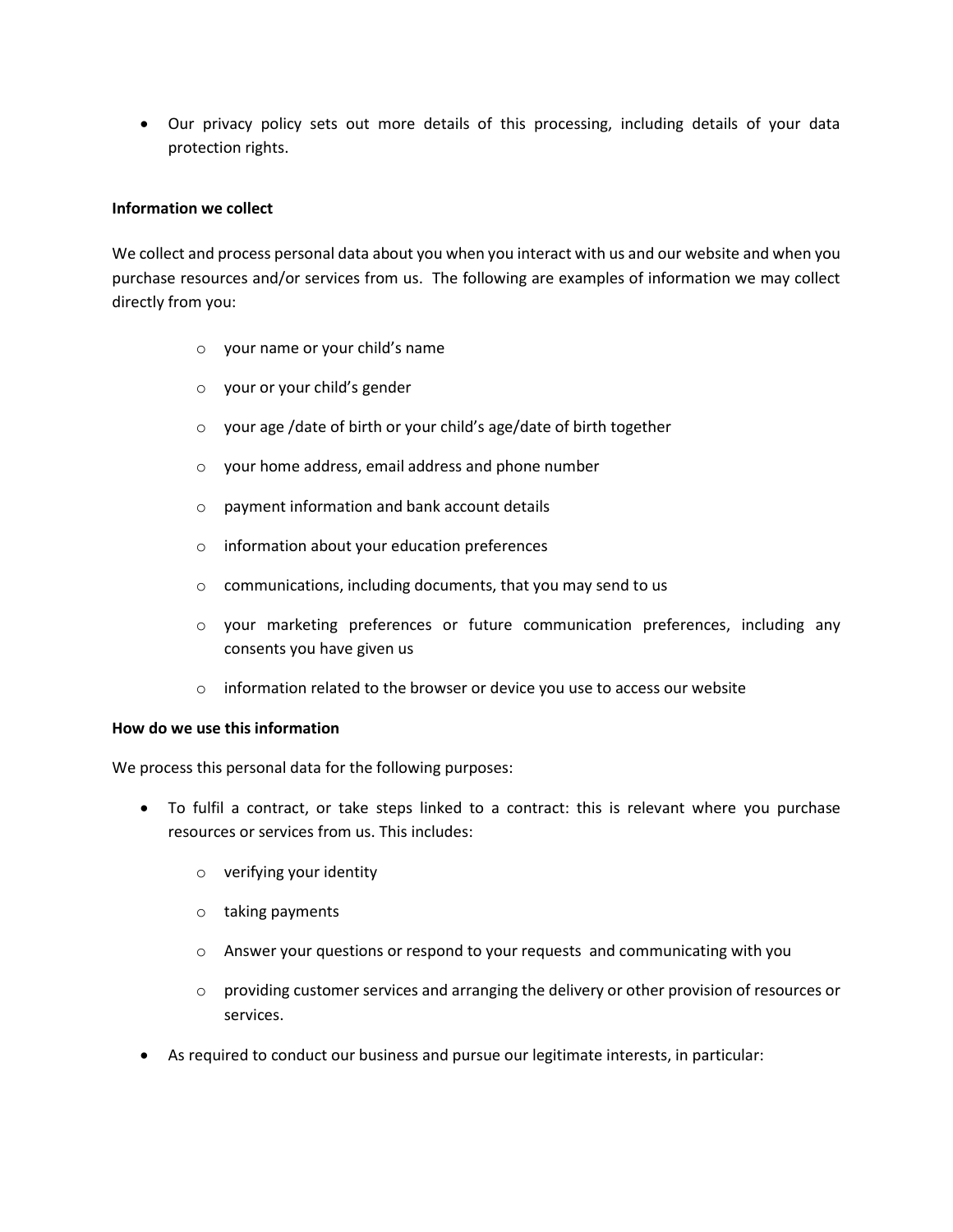- Our privacy policy sets out more details of this processing, including details of your data protection rights.

**Information we collect**

We collect and process personal data about you when you interact with us and our website and when you purchase resources and/or services from us. The following are examples of information we may collect directly from you:

  - your name or your child's name
  - your or your child's gender
  - your age /date of birth or your child's age/date of birth together
  - your home address, email address and phone number
  - payment information and bank account details
  - information about your education preferences
  - communications, including documents, that you may send to us
  - your marketing preferences or future communication preferences, including any consents you have given us
  - information related to the browser or device you use to access our website

**How do we use this information**

We process this personal data for the following purposes:

- To fulfil a contract, or take steps linked to a contract: this is relevant where you purchase resources or services from us. This includes:
  - verifying your identity
  - taking payments
  - Answer your questions or respond to your requests and communicating with you
  - providing customer services and arranging the delivery or other provision of resources or services.
- As required to conduct our business and pursue our legitimate interests, in particular: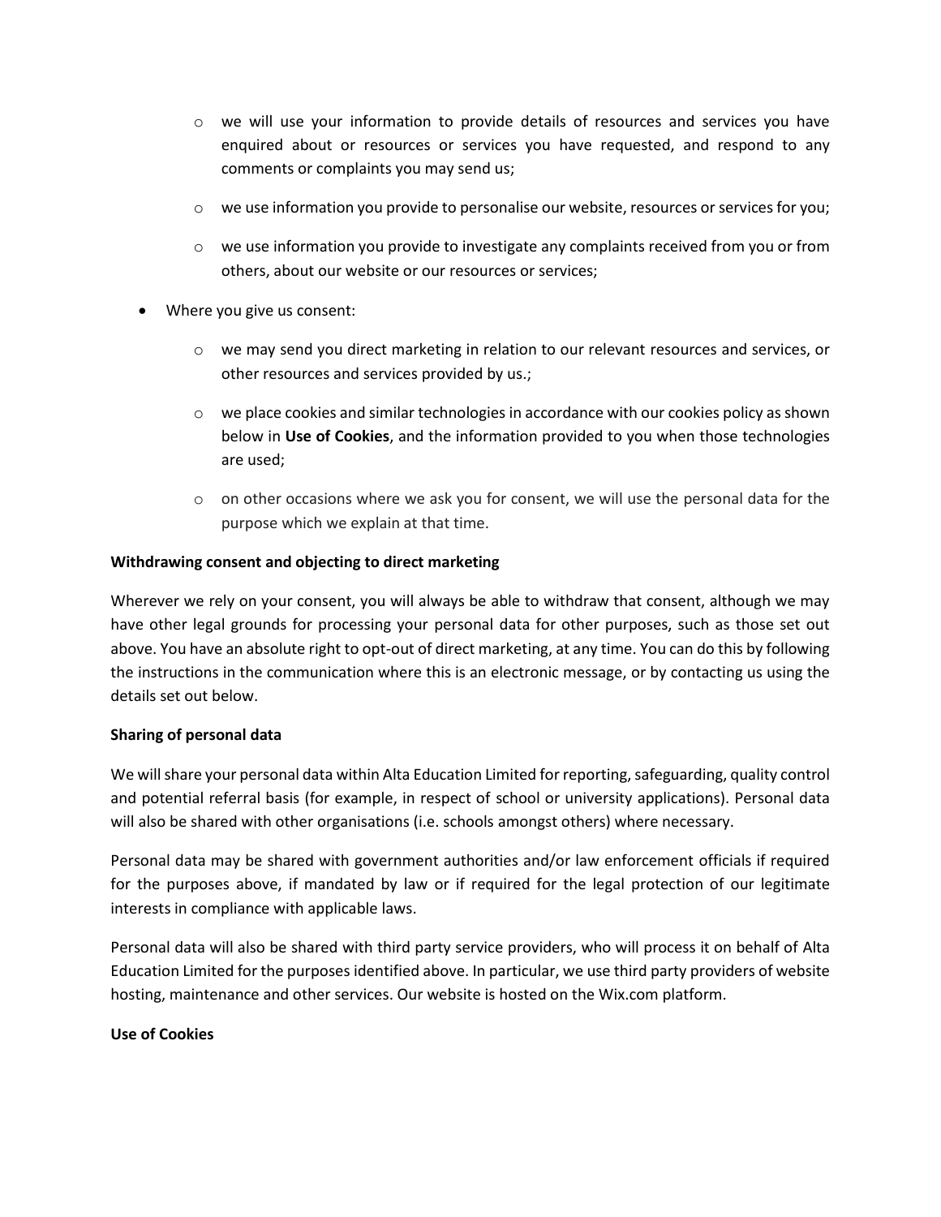- we will use your information to provide details of resources and services you have enquired about or resources or services you have requested, and respond to any comments or complaints you may send us;
  - we use information you provide to personalise our website, resources or services for you;
  - we use information you provide to investigate any complaints received from you or from others, about our website or our resources or services;
- Where you give us consent:
  - we may send you direct marketing in relation to our relevant resources and services, or other resources and services provided by us.;
  - we place cookies and similar technologies in accordance with our cookies policy as shown below in **Use of Cookies**, and the information provided to you when those technologies are used;
  - on other occasions where we ask you for consent, we will use the personal data for the purpose which we explain at that time.

**Withdrawing consent and objecting to direct marketing**

Wherever we rely on your consent, you will always be able to withdraw that consent, although we may have other legal grounds for processing your personal data for other purposes, such as those set out above. You have an absolute right to opt-out of direct marketing, at any time. You can do this by following the instructions in the communication where this is an electronic message, or by contacting us using the details set out below.

**Sharing of personal data**

We will share your personal data within Alta Education Limited for reporting, safeguarding, quality control and potential referral basis (for example, in respect of school or university applications). Personal data will also be shared with other organisations (i.e. schools amongst others) where necessary.

Personal data may be shared with government authorities and/or law enforcement officials if required for the purposes above, if mandated by law or if required for the legal protection of our legitimate interests in compliance with applicable laws.

Personal data will also be shared with third party service providers, who will process it on behalf of Alta Education Limited for the purposes identified above. In particular, we use third party providers of website hosting, maintenance and other services. Our website is hosted on the Wix.com platform.

**Use of Cookies**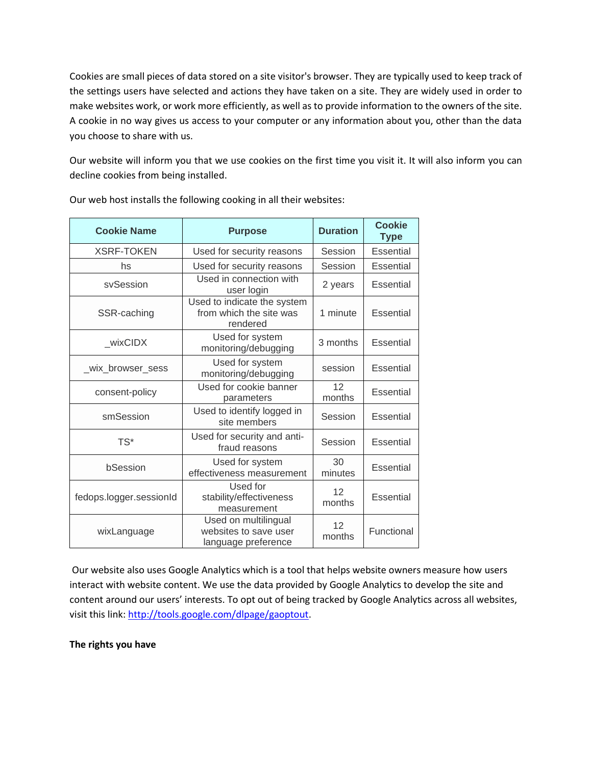Cookies are small pieces of data stored on a site visitor's browser. They are typically used to keep track of the settings users have selected and actions they have taken on a site. They are widely used in order to make websites work, or work more efficiently, as well as to provide information to the owners of the site. A cookie in no way gives us access to your computer or any information about you, other than the data you choose to share with us.

Our website will inform you that we use cookies on the first time you visit it. It will also inform you can decline cookies from being installed.

Our web host installs the following cooking in all their websites:

| Cookie Name | Purpose | Duration | Cookie Type |
|---|---|---|---|
| XSRF-TOKEN | Used for security reasons | Session | Essential |
| hs | Used for security reasons | Session | Essential |
| svSession | Used in connection with user login | 2 years | Essential |
| SSR-caching | Used to indicate the system from which the site was rendered | 1 minute | Essential |
| _wixCIDX | Used for system monitoring/debugging | 3 months | Essential |
| _wix_browser_sess | Used for system monitoring/debugging | session | Essential |
| consent-policy | Used for cookie banner parameters | 12 months | Essential |
| smSession | Used to identify logged in site members | Session | Essential |
| TS* | Used for security and anti-fraud reasons | Session | Essential |
| bSession | Used for system effectiveness measurement | 30 minutes | Essential |
| fedops.logger.sessionId | Used for stability/effectiveness measurement | 12 months | Essential |
| wixLanguage | Used on multilingual websites to save user language preference | 12 months | Functional |

Our website also uses Google Analytics which is a tool that helps website owners measure how users interact with website content. We use the data provided by Google Analytics to develop the site and content around our users' interests. To opt out of being tracked by Google Analytics across all websites, visit this link: [http://tools.google.com/dlpage/gaoptout](http://tools.google.com/dlpage/gaoptout).

**The rights you have**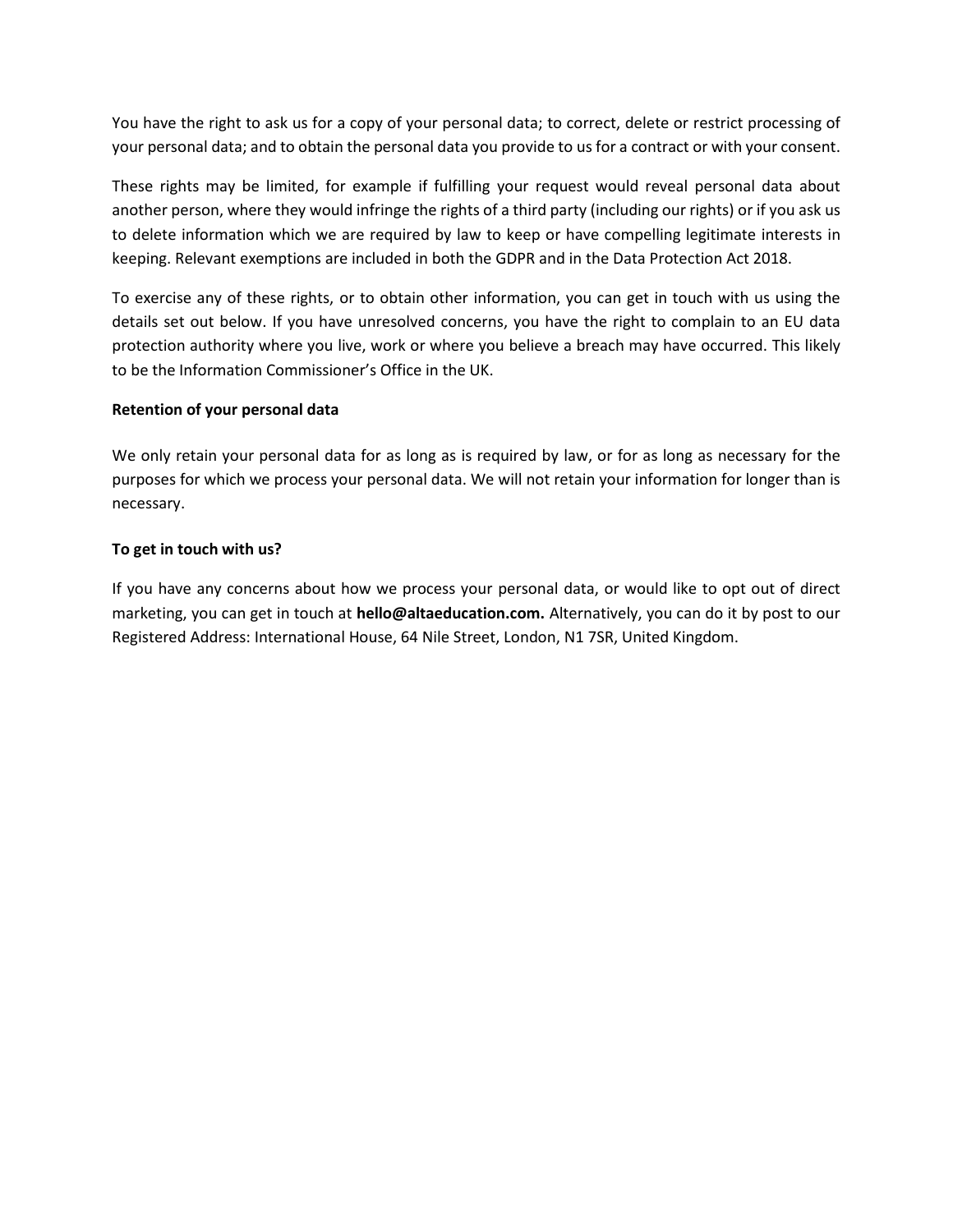You have the right to ask us for a copy of your personal data; to correct, delete or restrict processing of your personal data; and to obtain the personal data you provide to us for a contract or with your consent.

These rights may be limited, for example if fulfilling your request would reveal personal data about another person, where they would infringe the rights of a third party (including our rights) or if you ask us to delete information which we are required by law to keep or have compelling legitimate interests in keeping. Relevant exemptions are included in both the GDPR and in the Data Protection Act 2018.

To exercise any of these rights, or to obtain other information, you can get in touch with us using the details set out below. If you have unresolved concerns, you have the right to complain to an EU data protection authority where you live, work or where you believe a breach may have occurred. This likely to be the Information Commissioner's Office in the UK.

**Retention of your personal data**

We only retain your personal data for as long as is required by law, or for as long as necessary for the purposes for which we process your personal data. We will not retain your information for longer than is necessary.

**To get in touch with us?**

If you have any concerns about how we process your personal data, or would like to opt out of direct marketing, you can get in touch at **hello@altaeducation.com.** Alternatively, you can do it by post to our Registered Address: International House, 64 Nile Street, London, N1 7SR, United Kingdom.